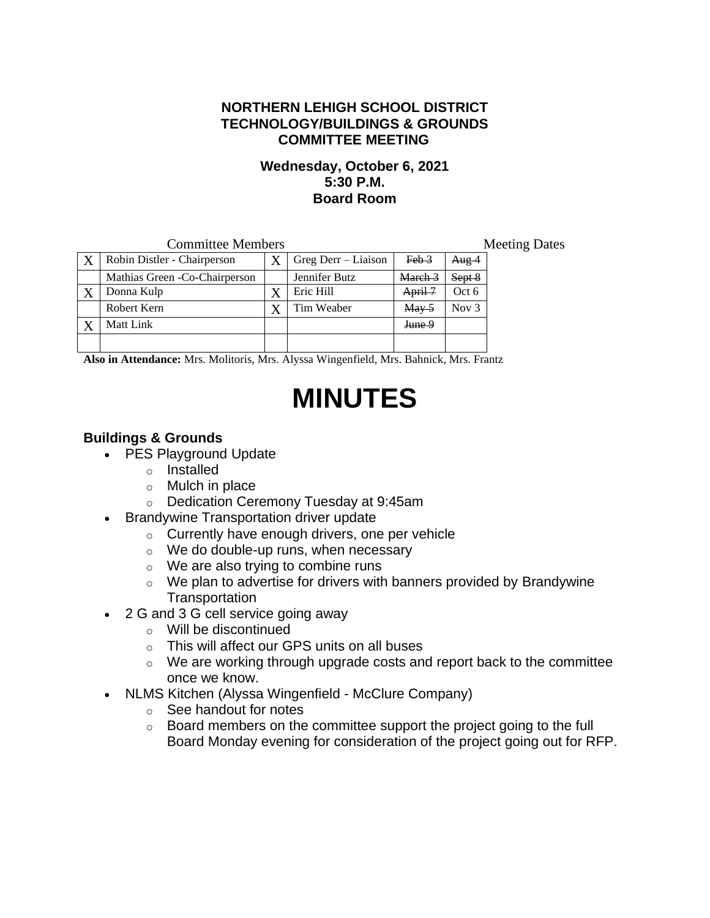**NORTHERN LEHIGH SCHOOL DISTRICT**
**TECHNOLOGY/BUILDINGS & GROUNDS**
**COMMITTEE MEETING**

**Wednesday, October 6, 2021**
**5:30 P.M.**
**Board Room**

| | Committee Members | | | Meeting Dates | |
|---|---|---|---|---|---|
| X | Robin Distler - Chairperson | X | Greg Derr – Liaison | ~~Feb 3~~ | ~~Aug 4~~ |
| | Mathias Green -Co-Chairperson | | Jennifer Butz | ~~March 3~~ | ~~Sept 8~~ |
| X | Donna Kulp | X | Eric Hill | ~~April 7~~ | Oct 6 |
| | Robert Kern | X | Tim Weaber | ~~May 5~~ | Nov 3 |
| X | Matt Link | | | ~~June 9~~ | |
| | | | | | |

**Also in Attendance:** Mrs. Molitoris, Mrs. Alyssa Wingenfield, Mrs. Bahnick, Mrs. Frantz

# MINUTES

### Buildings & Grounds

- PES Playground Update
  - Installed
  - Mulch in place
  - Dedication Ceremony Tuesday at 9:45am
- Brandywine Transportation driver update
  - Currently have enough drivers, one per vehicle
  - We do double-up runs, when necessary
  - We are also trying to combine runs
  - We plan to advertise for drivers with banners provided by Brandywine Transportation
- 2 G and 3 G cell service going away
  - Will be discontinued
  - This will affect our GPS units on all buses
  - We are working through upgrade costs and report back to the committee once we know.
- NLMS Kitchen (Alyssa Wingenfield - McClure Company)
  - See handout for notes
  - Board members on the committee support the project going to the full Board Monday evening for consideration of the project going out for RFP.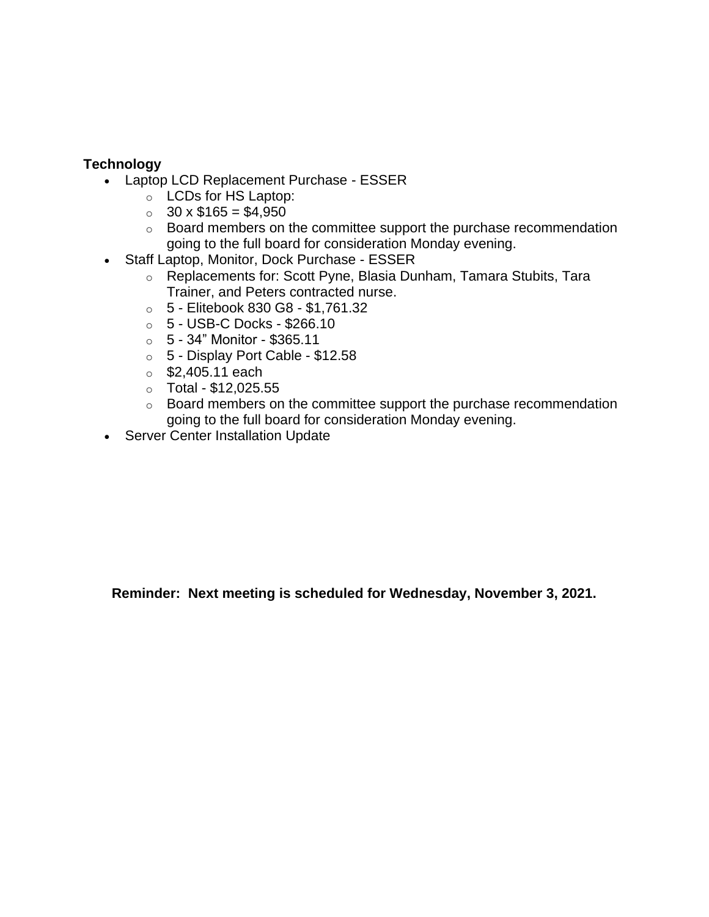**Technology**

- Laptop LCD Replacement Purchase - ESSER
    - LCDs for HS Laptop:
    - 30 x $165 = $4,950
    - Board members on the committee support the purchase recommendation going to the full board for consideration Monday evening.
- Staff Laptop, Monitor, Dock Purchase - ESSER
    - Replacements for: Scott Pyne, Blasia Dunham, Tamara Stubits, Tara Trainer, and Peters contracted nurse.
    - 5 - Elitebook 830 G8 - $1,761.32
    - 5 - USB-C Docks - $266.10
    - 5 - 34" Monitor - $365.11
    - 5 - Display Port Cable - $12.58
    - $2,405.11 each
    - Total - $12,025.55
    - Board members on the committee support the purchase recommendation going to the full board for consideration Monday evening.
- Server Center Installation Update

**Reminder: Next meeting is scheduled for Wednesday, November 3, 2021.**